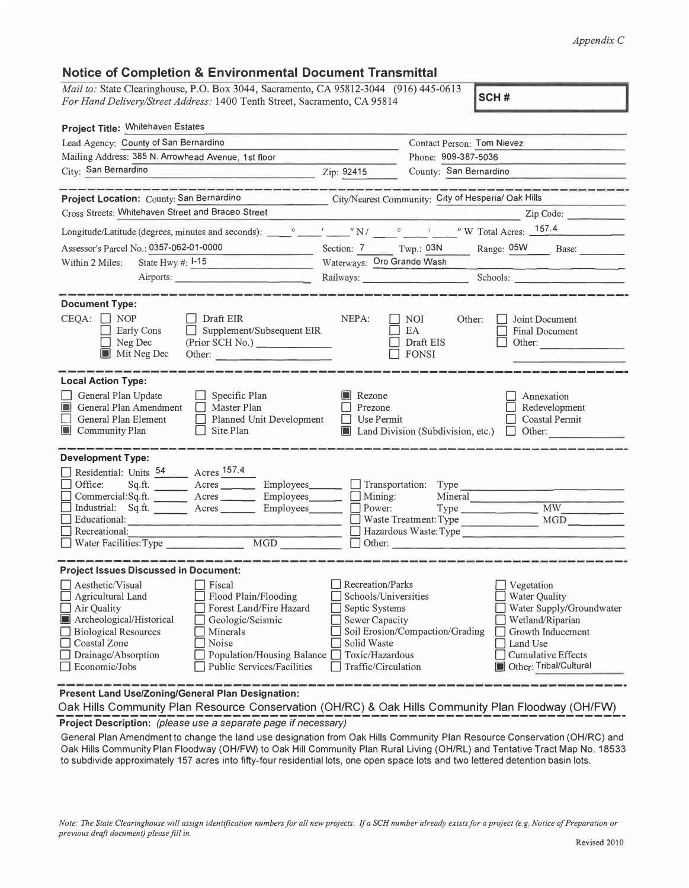*Appendix C*

# Notice of Completion & Environmental Document Transmittal

*Mail to:* State Clearinghouse, P.O. Box 3044, Sacramento, CA 95812-3044 (916) 445-0613
*For Hand Delivery/Street Address:* 1400 Tenth Street, Sacramento, CA 95814

**SCH #**

**Project Title:** Whitehaven Estates

Lead Agency: County of San Bernardino
Contact Person: Tom Nievez
Mailing Address: 385 N. Arrowhead Avenue, 1st floor
Phone: 909-387-5036
City: San Bernardino Zip: 92415
County: San Bernardino

---

**Project Location:** County: San Bernardino City/Nearest Community: City of Hesperia/ Oak Hills
Cross Streets: Whitehaven Street and Braceo Street Zip Code:
Longitude/Latitude (degrees, minutes and seconds): ___ ° ___ ′ ___ ″ N / ___ ° ___ ′ ___ ″ W Total Acres: 157.4
Assessor's Parcel No.: 0357-062-01-0000 Section: 7 Twp.: 03N Range: 05W Base:
Within 2 Miles: State Hwy #: I-15 Waterways: Oro Grande Wash
Airports: Railways: Schools:

---

**Document Type:**

CEQA:
- ☐ NOP
- ☐ Early Cons
- ☐ Neg Dec
- ☒ Mit Neg Dec
- ☐ Draft EIR
- ☐ Supplement/Subsequent EIR (Prior SCH No.) ________
- Other: ________

NEPA:
- ☐ NOI
- ☐ EA
- ☐ Draft EIS
- ☐ FONSI

Other:
- ☐ Joint Document
- ☐ Final Document
- ☐ Other: ________

---

**Local Action Type:**

- ☐ General Plan Update
- ☒ General Plan Amendment
- ☐ General Plan Element
- ☒ Community Plan
- ☐ Specific Plan
- ☐ Master Plan
- ☐ Planned Unit Development
- ☐ Site Plan
- ☒ Rezone
- ☐ Prezone
- ☐ Use Permit
- ☒ Land Division (Subdivision, etc.)
- ☐ Annexation
- ☐ Redevelopment
- ☐ Coastal Permit
- ☐ Other: ________

---

**Development Type:**

- ☐ Residential: Units 54 Acres 157.4
- ☐ Office: Sq.ft. ____ Acres ____ Employees ____
- ☐ Commercial: Sq.ft. ____ Acres ____ Employees ____
- ☐ Industrial: Sq.ft. ____ Acres ____ Employees ____
- ☐ Educational: ________
- ☐ Recreational: ________
- ☐ Water Facilities: Type ____ MGD ____
- ☐ Transportation: Type ________
- ☐ Mining: Mineral ________
- ☐ Power: Type ____ MW ____
- ☐ Waste Treatment: Type ____ MGD ____
- ☐ Hazardous Waste: Type ________
- ☐ Other: ________

---

**Project Issues Discussed in Document:**

- ☐ Aesthetic/Visual
- ☐ Agricultural Land
- ☐ Air Quality
- ☒ Archeological/Historical
- ☐ Biological Resources
- ☐ Coastal Zone
- ☐ Drainage/Absorption
- ☐ Economic/Jobs
- ☐ Fiscal
- ☐ Flood Plain/Flooding
- ☐ Forest Land/Fire Hazard
- ☐ Geologic/Seismic
- ☐ Minerals
- ☐ Noise
- ☐ Population/Housing Balance
- ☐ Public Services/Facilities
- ☐ Recreation/Parks
- ☐ Schools/Universities
- ☐ Septic Systems
- ☐ Sewer Capacity
- ☐ Soil Erosion/Compaction/Grading
- ☐ Solid Waste
- ☐ Toxic/Hazardous
- ☐ Traffic/Circulation
- ☐ Vegetation
- ☐ Water Quality
- ☐ Water Supply/Groundwater
- ☐ Wetland/Riparian
- ☐ Growth Inducement
- ☐ Land Use
- ☐ Cumulative Effects
- ☒ Other: Tribal/Cultural

---

**Present Land Use/Zoning/General Plan Designation:**

Oak Hills Community Plan Resource Conservation (OH/RC) & Oak Hills Community Plan Floodway (OH/FW)

---

**Project Description:** *(please use a separate page if necessary)*

General Plan Amendment to change the land use designation from Oak Hills Community Plan Resource Conservation (OH/RC) and Oak Hills Community Plan Floodway (OH/FW) to Oak Hill Community Plan Rural Living (OH/RL) and Tentative Tract Map No. 18533 to subdivide approximately 157 acres into fifty-four residential lots, one open space lots and two lettered detention basin lots.

*Note: The State Clearinghouse will assign identification numbers for all new projects. If a SCH number already exists for a project (e.g. Notice of Preparation or previous draft document) please fill in.*

Revised 2010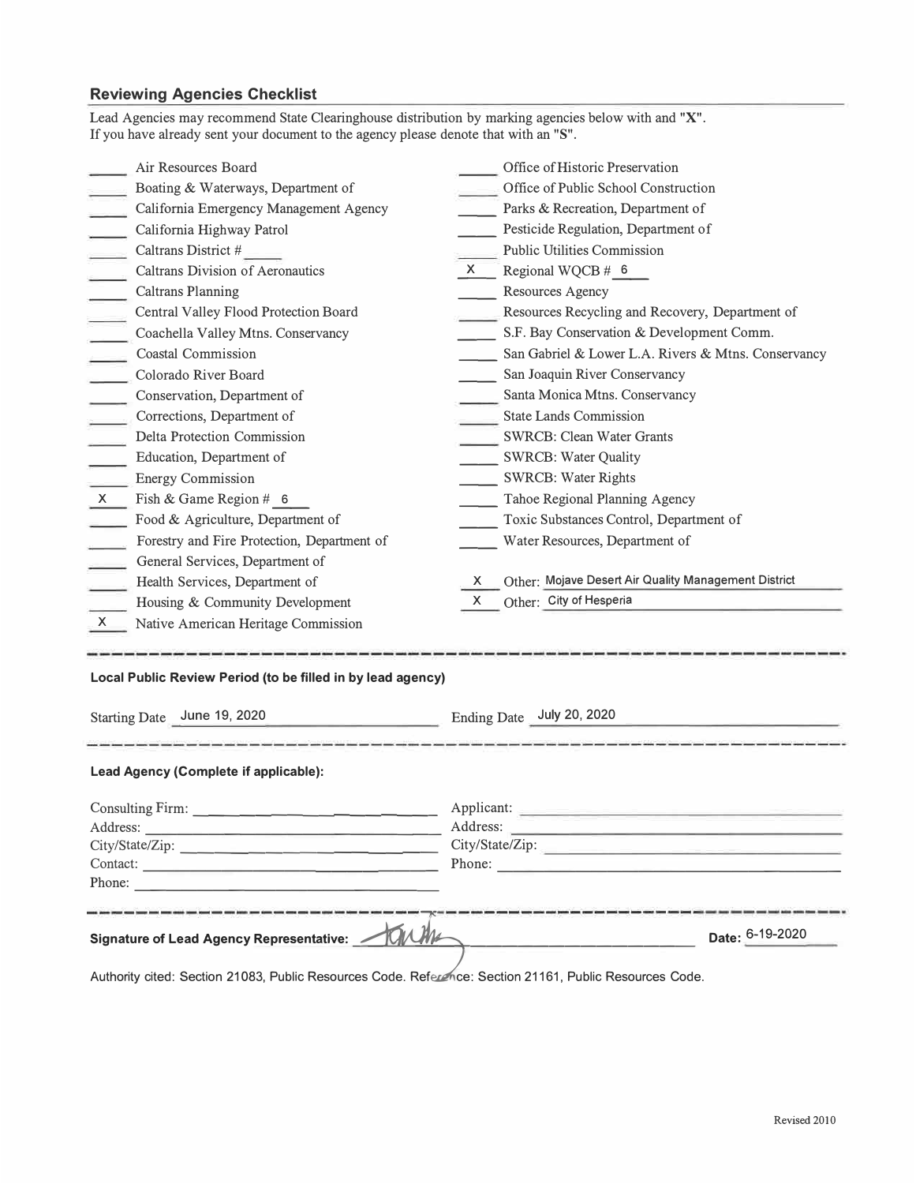## Reviewing Agencies Checklist

Lead Agencies may recommend State Clearinghouse distribution by marking agencies below with and "**X**".
If you have already sent your document to the agency please denote that with an "**S**".

| | | | |
|---|---|---|---|
| ____ | Air Resources Board | ____ | Office of Historic Preservation |
| ____ | Boating & Waterways, Department of | ____ | Office of Public School Construction |
| ____ | California Emergency Management Agency | ____ | Parks & Recreation, Department of |
| ____ | California Highway Patrol | ____ | Pesticide Regulation, Department of |
| ____ | Caltrans District # ____ | ____ | Public Utilities Commission |
| ____ | Caltrans Division of Aeronautics | X | Regional WQCB # 6 |
| ____ | Caltrans Planning | ____ | Resources Agency |
| ____ | Central Valley Flood Protection Board | ____ | Resources Recycling and Recovery, Department of |
| ____ | Coachella Valley Mtns. Conservancy | ____ | S.F. Bay Conservation & Development Comm. |
| ____ | Coastal Commission | ____ | San Gabriel & Lower L.A. Rivers & Mtns. Conservancy |
| ____ | Colorado River Board | ____ | San Joaquin River Conservancy |
| ____ | Conservation, Department of | ____ | Santa Monica Mtns. Conservancy |
| ____ | Corrections, Department of | ____ | State Lands Commission |
| ____ | Delta Protection Commission | ____ | SWRCB: Clean Water Grants |
| ____ | Education, Department of | ____ | SWRCB: Water Quality |
| ____ | Energy Commission | ____ | SWRCB: Water Rights |
| X | Fish & Game Region # 6 | ____ | Tahoe Regional Planning Agency |
| ____ | Food & Agriculture, Department of | ____ | Toxic Substances Control, Department of |
| ____ | Forestry and Fire Protection, Department of | ____ | Water Resources, Department of |
| ____ | General Services, Department of | | |
| ____ | Health Services, Department of | X | Other: Mojave Desert Air Quality Management District |
| ____ | Housing & Community Development | X | Other: City of Hesperia |
| X | Native American Heritage Commission | | |

---

**Local Public Review Period (to be filled in by lead agency)**

Starting Date June 19, 2020    Ending Date July 20, 2020

---

**Lead Agency (Complete if applicable):**

| | |
|---|---|
| Consulting Firm: | Applicant: |
| Address: | Address: |
| City/State/Zip: | City/State/Zip: |
| Contact: | Phone: |
| Phone: | |

---

**Signature of Lead Agency Representative:** [signature]    **Date:** 6-19-2020

Authority cited: Section 21083, Public Resources Code. Reference: Section 21161, Public Resources Code.

Revised 2010